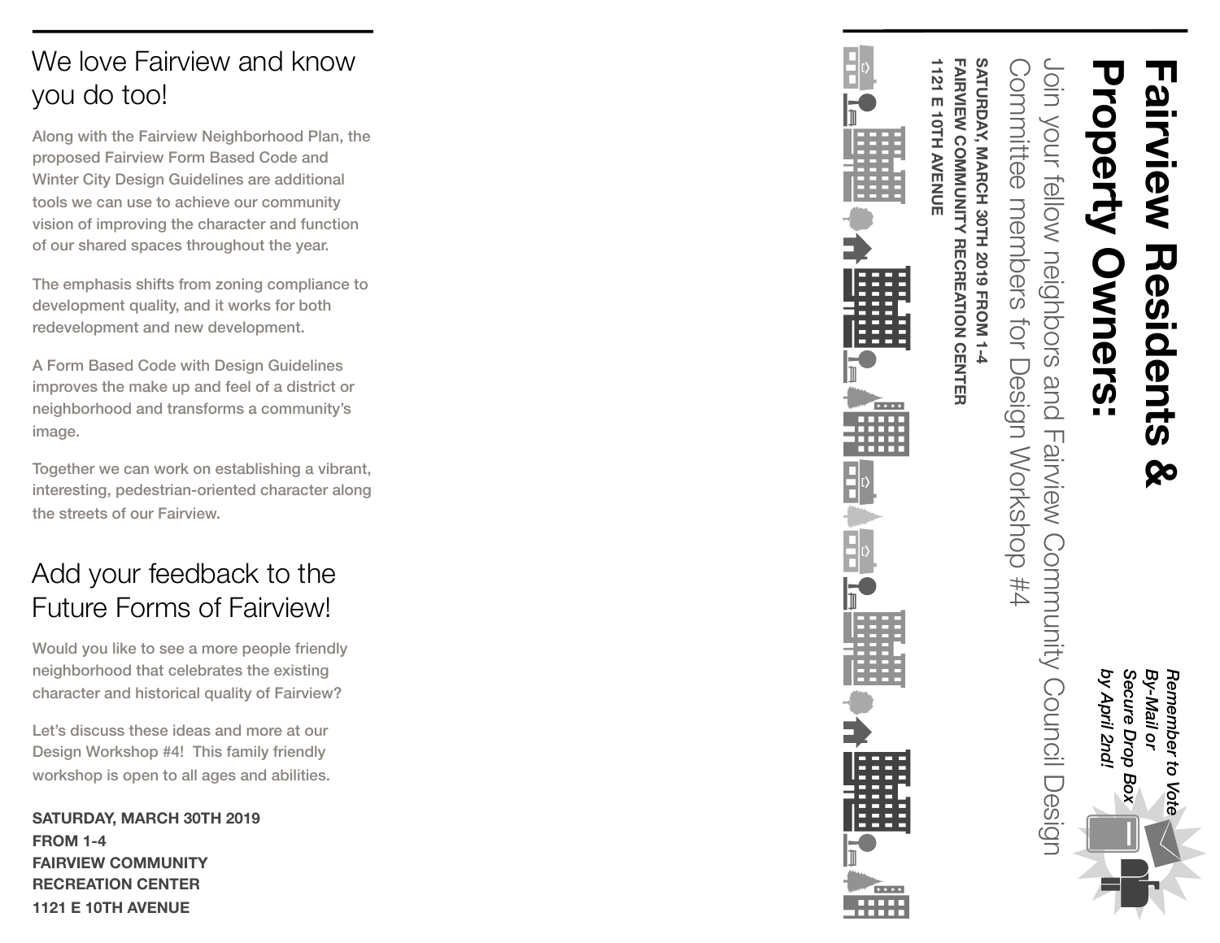## We love Fairview and know you do too!

Along with the Fairview Neighborhood Plan, the proposed Fairview Form Based Code and Winter City Design Guidelines are additional tools we can use to achieve our community vision of improving the character and function of our shared spaces throughout the year.

The emphasis shifts from zoning compliance to development quality, and it works for both redevelopment and new development.

A Form Based Code with Design Guidelines improves the make up and feel of a district or neighborhood and transforms a community's image.

Together we can work on establishing a vibrant, interesting, pedestrian-oriented character along the streets of our Fairview.

## Add your feedback to the Future Forms of Fairview!

Would you like to see a more people friendly neighborhood that celebrates the existing character and historical quality of Fairview?

Let's discuss these ideas and more at our Design Workshop #4! This family friendly workshop is open to all ages and abilities.

**SATURDAY, MARCH 30TH 2019**
**FROM 1-4**
**FAIRVIEW COMMUNITY RECREATION CENTER**
**1121 E 10TH AVENUE**

# Fairview Residents & Property Owners:

*Remember to Vote By-Mail or Secure Drop Box by April 2nd!*

Join your fellow neighbors and Fairview Community Council Design Committee members for Design Workshop #4

**SATURDAY, MARCH 30TH 2019 FROM 1-4**
**FAIRVIEW COMMUNITY RECREATION CENTER**
**1121 E 10TH AVENUE**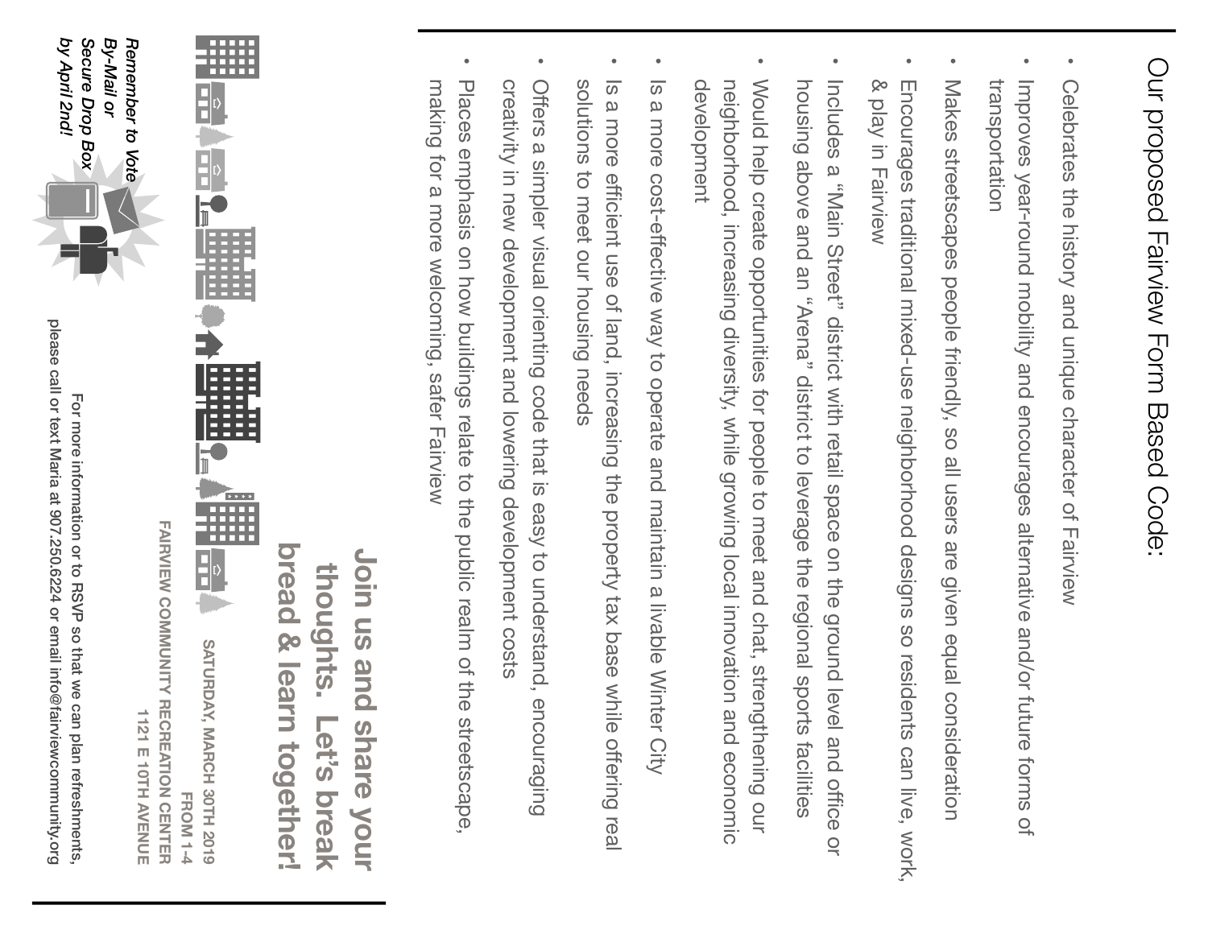## Our proposed Fairview Form Based Code:

- Celebrates the history and unique character of Fairview
- Improves year-round mobility and encourages alternative and/or future forms of transportation
- Makes streetscapes people friendly, so all users are given equal consideration
- Encourages traditional mixed-use neighborhood designs so residents can live, work, & play in Fairview
- Includes a "Main Street" district with retail space on the ground level and office or housing above and an "Arena" district to leverage the regional sports facilities
- Would help create opportunities for people to meet and chat, strengthening our neighborhood, increasing diversity, while growing local innovation and economic development
- Is a more cost-effective way to operate and maintain a livable Winter City
- Is a more efficient use of land, increasing the property tax base while offering real solutions to meet our housing needs
- Offers a simpler visual orienting code that is easy to understand, encouraging creativity in new development and lowering development costs
- Places emphasis on how buildings relate to the public realm of the streetscape, making for a more welcoming, safer Fairview

**Join us and share your thoughts. Let's break bread & learn together!**

**SATURDAY, MARCH 30TH 2019**
**FROM 1-4**
**FAIRVIEW COMMUNITY RECREATION CENTER**
**1121 E 10TH AVENUE**

*Remember to Vote By-Mail or Secure Drop Box by April 2nd!*

For more information or to RSVP so that we can plan refreshments, please call or text Maria at 907.250.6224 or email info@fairviewcommunity.org